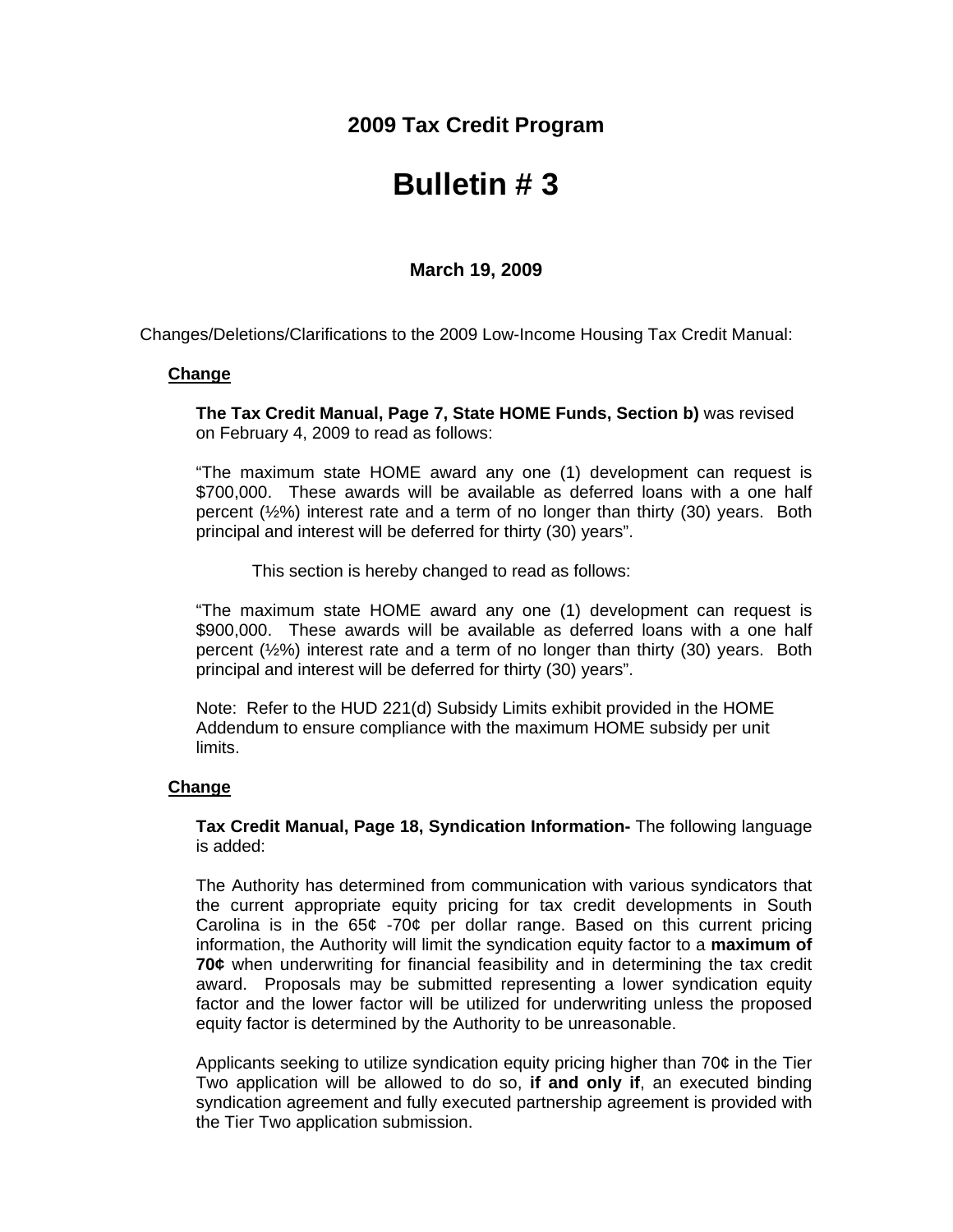## 2009 Tax Credit Program

# Bulletin # 3

**March 19, 2009**

Changes/Deletions/Clarifications to the 2009 Low-Income Housing Tax Credit Manual:

**<u>Change</u>**

**The Tax Credit Manual, Page 7, State HOME Funds, Section b)** was revised on February 4, 2009 to read as follows:

"The maximum state HOME award any one (1) development can request is $700,000. These awards will be available as deferred loans with a one half percent (½%) interest rate and a term of no longer than thirty (30) years. Both principal and interest will be deferred for thirty (30) years".

This section is hereby changed to read as follows:

"The maximum state HOME award any one (1) development can request is $900,000. These awards will be available as deferred loans with a one half percent (½%) interest rate and a term of no longer than thirty (30) years. Both principal and interest will be deferred for thirty (30) years".

Note: Refer to the HUD 221(d) Subsidy Limits exhibit provided in the HOME Addendum to ensure compliance with the maximum HOME subsidy per unit limits.

**<u>Change</u>**

**Tax Credit Manual, Page 18, Syndication Information-** The following language is added:

The Authority has determined from communication with various syndicators that the current appropriate equity pricing for tax credit developments in South Carolina is in the 65¢ -70¢ per dollar range. Based on this current pricing information, the Authority will limit the syndication equity factor to a **maximum of 70¢** when underwriting for financial feasibility and in determining the tax credit award. Proposals may be submitted representing a lower syndication equity factor and the lower factor will be utilized for underwriting unless the proposed equity factor is determined by the Authority to be unreasonable.

Applicants seeking to utilize syndication equity pricing higher than 70¢ in the Tier Two application will be allowed to do so, **if and only if**, an executed binding syndication agreement and fully executed partnership agreement is provided with the Tier Two application submission.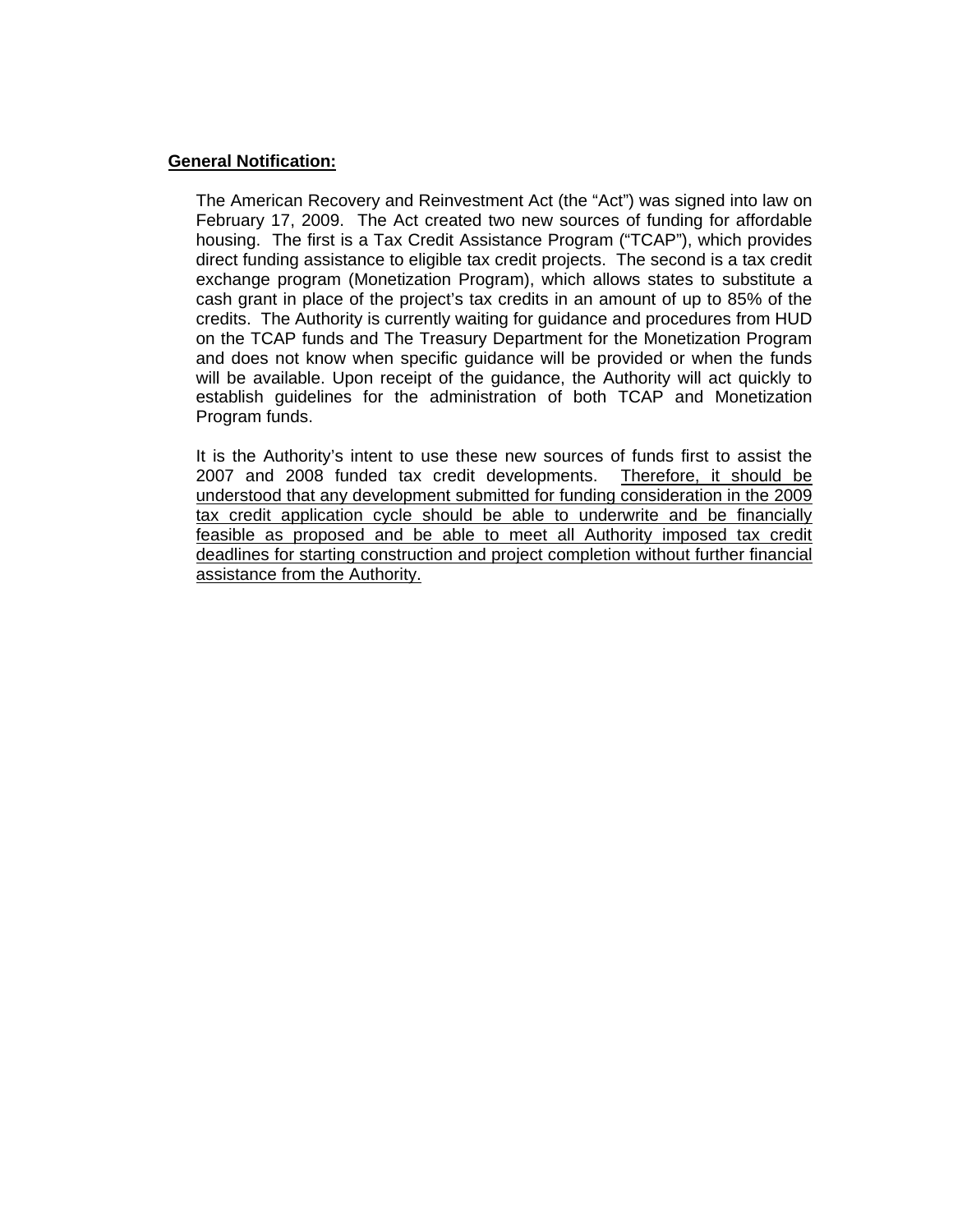**General Notification:**

The American Recovery and Reinvestment Act (the "Act") was signed into law on February 17, 2009. The Act created two new sources of funding for affordable housing. The first is a Tax Credit Assistance Program ("TCAP"), which provides direct funding assistance to eligible tax credit projects. The second is a tax credit exchange program (Monetization Program), which allows states to substitute a cash grant in place of the project's tax credits in an amount of up to 85% of the credits. The Authority is currently waiting for guidance and procedures from HUD on the TCAP funds and The Treasury Department for the Monetization Program and does not know when specific guidance will be provided or when the funds will be available. Upon receipt of the guidance, the Authority will act quickly to establish guidelines for the administration of both TCAP and Monetization Program funds.

It is the Authority's intent to use these new sources of funds first to assist the 2007 and 2008 funded tax credit developments. Therefore, it should be understood that any development submitted for funding consideration in the 2009 tax credit application cycle should be able to underwrite and be financially feasible as proposed and be able to meet all Authority imposed tax credit deadlines for starting construction and project completion without further financial assistance from the Authority.